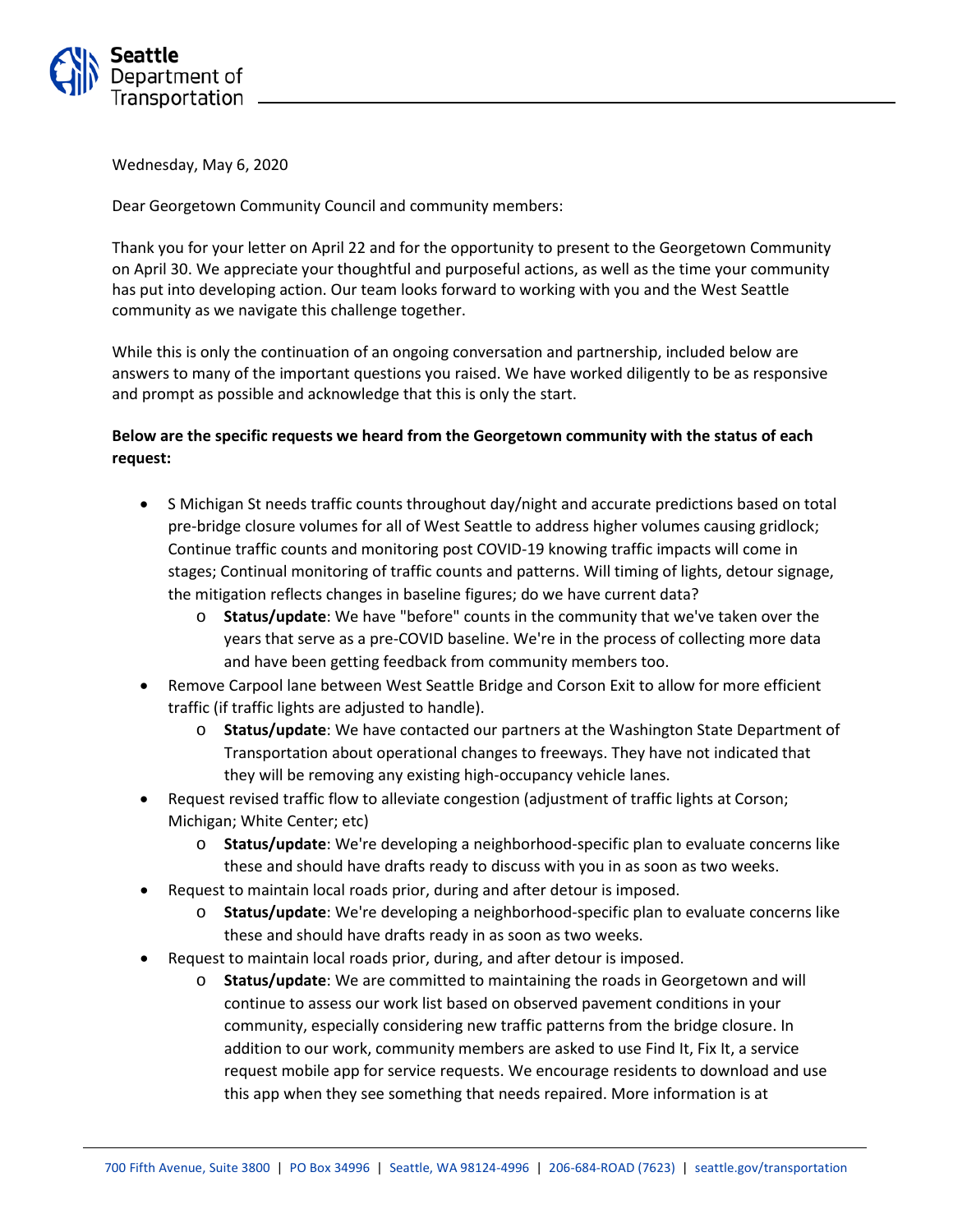Seattle Department of Transportation

Wednesday, May 6, 2020

Dear Georgetown Community Council and community members:

Thank you for your letter on April 22 and for the opportunity to present to the Georgetown Community on April 30. We appreciate your thoughtful and purposeful actions, as well as the time your community has put into developing action. Our team looks forward to working with you and the West Seattle community as we navigate this challenge together.

While this is only the continuation of an ongoing conversation and partnership, included below are answers to many of the important questions you raised. We have worked diligently to be as responsive and prompt as possible and acknowledge that this is only the start.

**Below are the specific requests we heard from the Georgetown community with the status of each request:**

- S Michigan St needs traffic counts throughout day/night and accurate predictions based on total pre-bridge closure volumes for all of West Seattle to address higher volumes causing gridlock; Continue traffic counts and monitoring post COVID-19 knowing traffic impacts will come in stages; Continual monitoring of traffic counts and patterns. Will timing of lights, detour signage, the mitigation reflects changes in baseline figures; do we have current data?
    - **Status/update**: We have "before" counts in the community that we've taken over the years that serve as a pre-COVID baseline. We're in the process of collecting more data and have been getting feedback from community members too.
- Remove Carpool lane between West Seattle Bridge and Corson Exit to allow for more efficient traffic (if traffic lights are adjusted to handle).
    - **Status/update**: We have contacted our partners at the Washington State Department of Transportation about operational changes to freeways. They have not indicated that they will be removing any existing high-occupancy vehicle lanes.
- Request revised traffic flow to alleviate congestion (adjustment of traffic lights at Corson; Michigan; White Center; etc)
    - **Status/update**: We're developing a neighborhood-specific plan to evaluate concerns like these and should have drafts ready to discuss with you in as soon as two weeks.
- Request to maintain local roads prior, during and after detour is imposed.
    - **Status/update**: We're developing a neighborhood-specific plan to evaluate concerns like these and should have drafts ready in as soon as two weeks.
- Request to maintain local roads prior, during, and after detour is imposed.
    - **Status/update**: We are committed to maintaining the roads in Georgetown and will continue to assess our work list based on observed pavement conditions in your community, especially considering new traffic patterns from the bridge closure. In addition to our work, community members are asked to use Find It, Fix It, a service request mobile app for service requests. We encourage residents to download and use this app when they see something that needs repaired. More information is at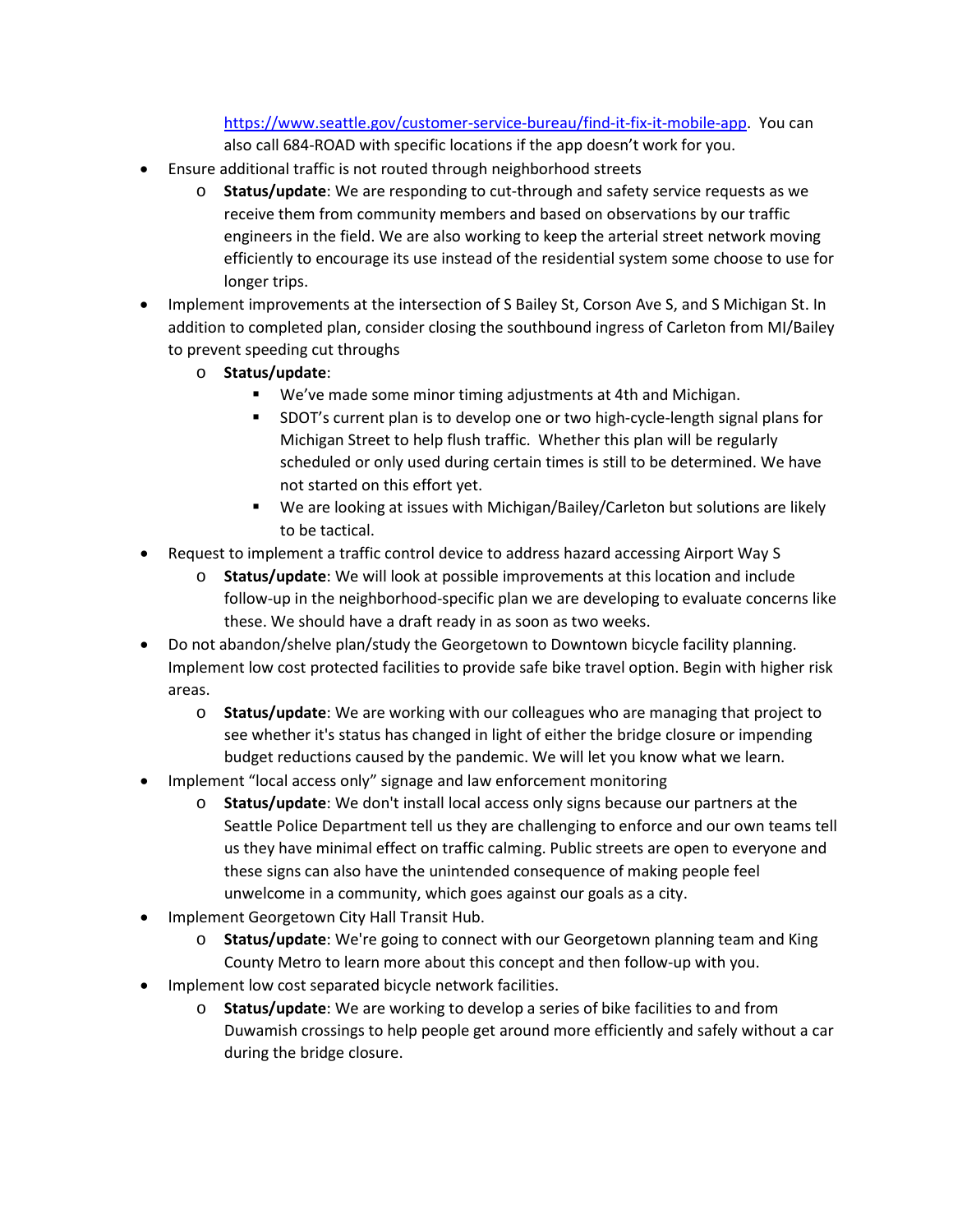https://www.seattle.gov/customer-service-bureau/find-it-fix-it-mobile-app. You can also call 684-ROAD with specific locations if the app doesn't work for you.

- Ensure additional traffic is not routed through neighborhood streets
  - **Status/update**: We are responding to cut-through and safety service requests as we receive them from community members and based on observations by our traffic engineers in the field. We are also working to keep the arterial street network moving efficiently to encourage its use instead of the residential system some choose to use for longer trips.
- Implement improvements at the intersection of S Bailey St, Corson Ave S, and S Michigan St. In addition to completed plan, consider closing the southbound ingress of Carleton from MI/Bailey to prevent speeding cut throughs
  - **Status/update**:
    - We've made some minor timing adjustments at 4th and Michigan.
    - SDOT's current plan is to develop one or two high-cycle-length signal plans for Michigan Street to help flush traffic. Whether this plan will be regularly scheduled or only used during certain times is still to be determined. We have not started on this effort yet.
    - We are looking at issues with Michigan/Bailey/Carleton but solutions are likely to be tactical.
- Request to implement a traffic control device to address hazard accessing Airport Way S
  - **Status/update**: We will look at possible improvements at this location and include follow-up in the neighborhood-specific plan we are developing to evaluate concerns like these. We should have a draft ready in as soon as two weeks.
- Do not abandon/shelve plan/study the Georgetown to Downtown bicycle facility planning. Implement low cost protected facilities to provide safe bike travel option. Begin with higher risk areas.
  - **Status/update**: We are working with our colleagues who are managing that project to see whether it's status has changed in light of either the bridge closure or impending budget reductions caused by the pandemic. We will let you know what we learn.
- Implement "local access only" signage and law enforcement monitoring
  - **Status/update**: We don't install local access only signs because our partners at the Seattle Police Department tell us they are challenging to enforce and our own teams tell us they have minimal effect on traffic calming. Public streets are open to everyone and these signs can also have the unintended consequence of making people feel unwelcome in a community, which goes against our goals as a city.
- Implement Georgetown City Hall Transit Hub.
  - **Status/update**: We're going to connect with our Georgetown planning team and King County Metro to learn more about this concept and then follow-up with you.
- Implement low cost separated bicycle network facilities.
  - **Status/update**: We are working to develop a series of bike facilities to and from Duwamish crossings to help people get around more efficiently and safely without a car during the bridge closure.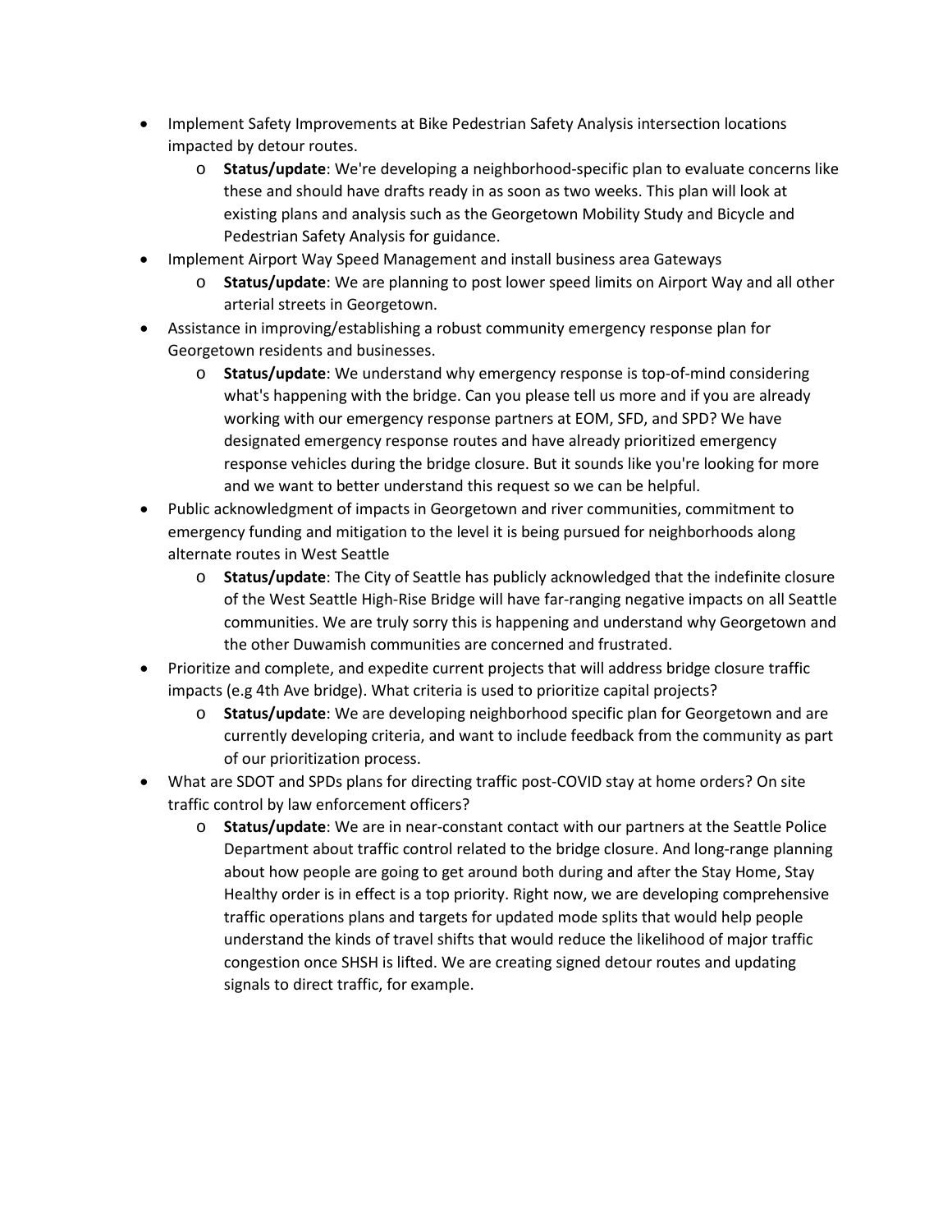- Implement Safety Improvements at Bike Pedestrian Safety Analysis intersection locations impacted by detour routes.
  - **Status/update**: We're developing a neighborhood-specific plan to evaluate concerns like these and should have drafts ready in as soon as two weeks. This plan will look at existing plans and analysis such as the Georgetown Mobility Study and Bicycle and Pedestrian Safety Analysis for guidance.
- Implement Airport Way Speed Management and install business area Gateways
  - **Status/update**: We are planning to post lower speed limits on Airport Way and all other arterial streets in Georgetown.
- Assistance in improving/establishing a robust community emergency response plan for Georgetown residents and businesses.
  - **Status/update**: We understand why emergency response is top-of-mind considering what's happening with the bridge. Can you please tell us more and if you are already working with our emergency response partners at EOM, SFD, and SPD? We have designated emergency response routes and have already prioritized emergency response vehicles during the bridge closure. But it sounds like you're looking for more and we want to better understand this request so we can be helpful.
- Public acknowledgment of impacts in Georgetown and river communities, commitment to emergency funding and mitigation to the level it is being pursued for neighborhoods along alternate routes in West Seattle
  - **Status/update**: The City of Seattle has publicly acknowledged that the indefinite closure of the West Seattle High-Rise Bridge will have far-ranging negative impacts on all Seattle communities. We are truly sorry this is happening and understand why Georgetown and the other Duwamish communities are concerned and frustrated.
- Prioritize and complete, and expedite current projects that will address bridge closure traffic impacts (e.g 4th Ave bridge). What criteria is used to prioritize capital projects?
  - **Status/update**: We are developing neighborhood specific plan for Georgetown and are currently developing criteria, and want to include feedback from the community as part of our prioritization process.
- What are SDOT and SPDs plans for directing traffic post-COVID stay at home orders? On site traffic control by law enforcement officers?
  - **Status/update**: We are in near-constant contact with our partners at the Seattle Police Department about traffic control related to the bridge closure. And long-range planning about how people are going to get around both during and after the Stay Home, Stay Healthy order is in effect is a top priority. Right now, we are developing comprehensive traffic operations plans and targets for updated mode splits that would help people understand the kinds of travel shifts that would reduce the likelihood of major traffic congestion once SHSH is lifted. We are creating signed detour routes and updating signals to direct traffic, for example.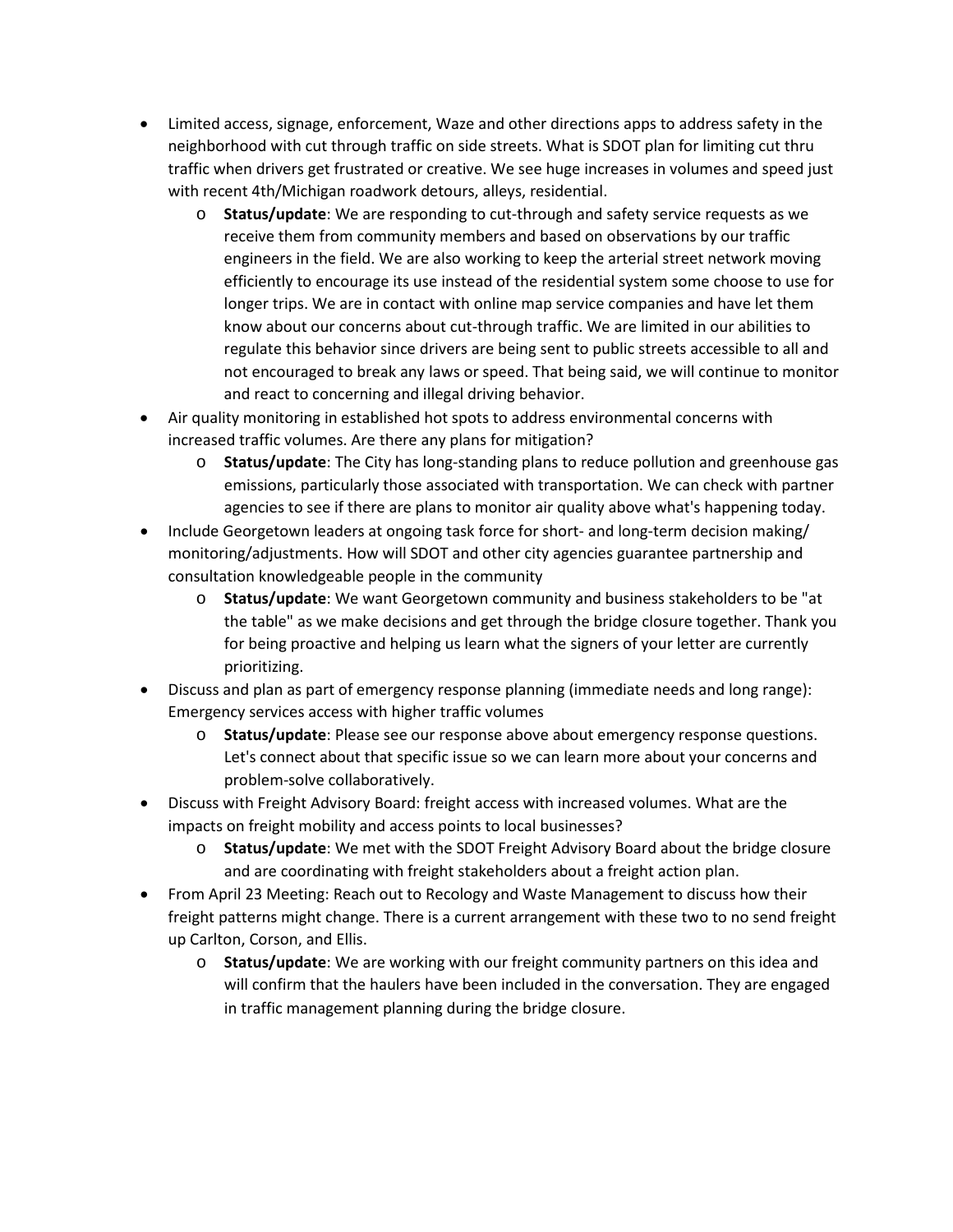- Limited access, signage, enforcement, Waze and other directions apps to address safety in the neighborhood with cut through traffic on side streets. What is SDOT plan for limiting cut thru traffic when drivers get frustrated or creative. We see huge increases in volumes and speed just with recent 4th/Michigan roadwork detours, alleys, residential.
    - **Status/update**: We are responding to cut-through and safety service requests as we receive them from community members and based on observations by our traffic engineers in the field. We are also working to keep the arterial street network moving efficiently to encourage its use instead of the residential system some choose to use for longer trips. We are in contact with online map service companies and have let them know about our concerns about cut-through traffic. We are limited in our abilities to regulate this behavior since drivers are being sent to public streets accessible to all and not encouraged to break any laws or speed. That being said, we will continue to monitor and react to concerning and illegal driving behavior.
- Air quality monitoring in established hot spots to address environmental concerns with increased traffic volumes. Are there any plans for mitigation?
    - **Status/update**: The City has long-standing plans to reduce pollution and greenhouse gas emissions, particularly those associated with transportation. We can check with partner agencies to see if there are plans to monitor air quality above what's happening today.
- Include Georgetown leaders at ongoing task force for short- and long-term decision making/ monitoring/adjustments. How will SDOT and other city agencies guarantee partnership and consultation knowledgeable people in the community
    - **Status/update**: We want Georgetown community and business stakeholders to be "at the table" as we make decisions and get through the bridge closure together. Thank you for being proactive and helping us learn what the signers of your letter are currently prioritizing.
- Discuss and plan as part of emergency response planning (immediate needs and long range): Emergency services access with higher traffic volumes
    - **Status/update**: Please see our response above about emergency response questions. Let's connect about that specific issue so we can learn more about your concerns and problem-solve collaboratively.
- Discuss with Freight Advisory Board: freight access with increased volumes. What are the impacts on freight mobility and access points to local businesses?
    - **Status/update**: We met with the SDOT Freight Advisory Board about the bridge closure and are coordinating with freight stakeholders about a freight action plan.
- From April 23 Meeting: Reach out to Recology and Waste Management to discuss how their freight patterns might change. There is a current arrangement with these two to no send freight up Carlton, Corson, and Ellis.
    - **Status/update**: We are working with our freight community partners on this idea and will confirm that the haulers have been included in the conversation. They are engaged in traffic management planning during the bridge closure.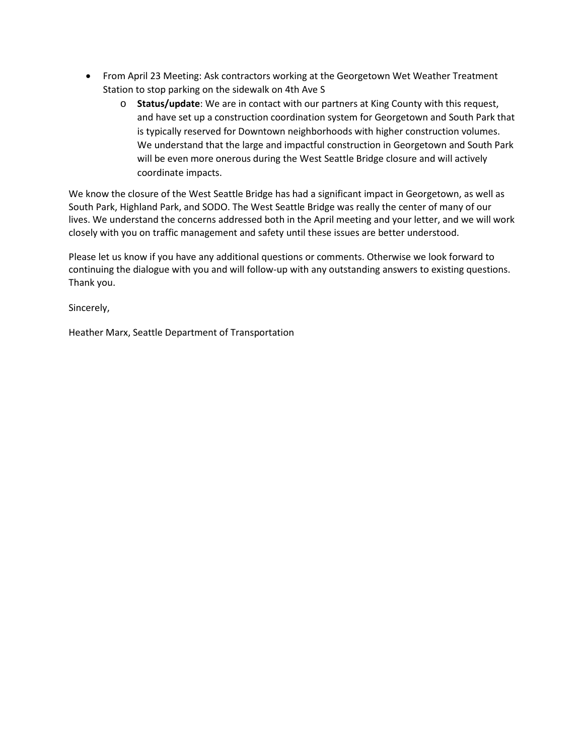- From April 23 Meeting: Ask contractors working at the Georgetown Wet Weather Treatment Station to stop parking on the sidewalk on 4th Ave S
  - **Status/update**: We are in contact with our partners at King County with this request, and have set up a construction coordination system for Georgetown and South Park that is typically reserved for Downtown neighborhoods with higher construction volumes. We understand that the large and impactful construction in Georgetown and South Park will be even more onerous during the West Seattle Bridge closure and will actively coordinate impacts.

We know the closure of the West Seattle Bridge has had a significant impact in Georgetown, as well as South Park, Highland Park, and SODO. The West Seattle Bridge was really the center of many of our lives. We understand the concerns addressed both in the April meeting and your letter, and we will work closely with you on traffic management and safety until these issues are better understood.

Please let us know if you have any additional questions or comments. Otherwise we look forward to continuing the dialogue with you and will follow-up with any outstanding answers to existing questions. Thank you.

Sincerely,

Heather Marx, Seattle Department of Transportation